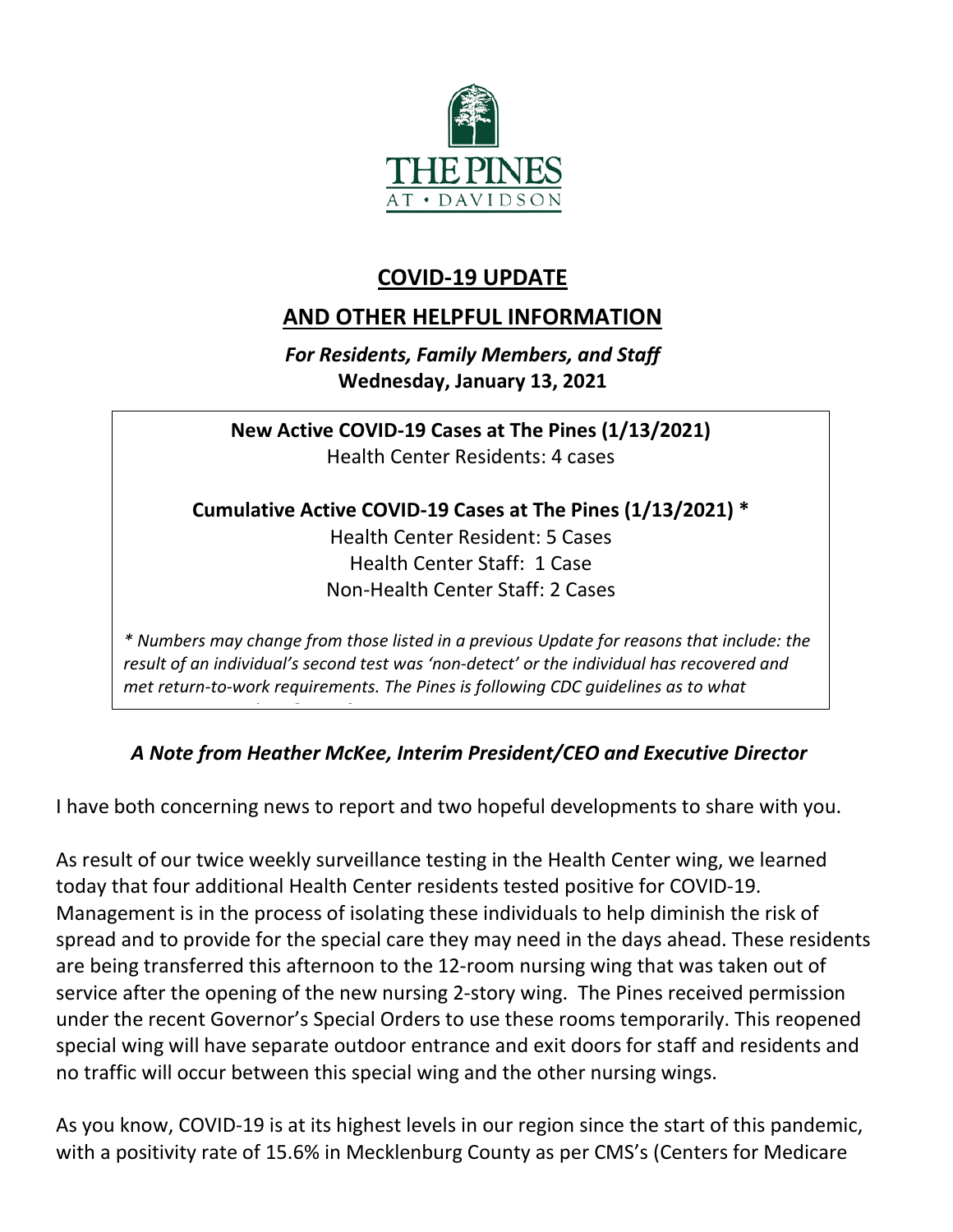# COVID-19 UPDATE

## AND OTHER HELPFUL INFORMATION

***For Residents, Family Members, and Staff***
**Wednesday, January 13, 2021**

**New Active COVID-19 Cases at The Pines (1/13/2021)**
Health Center Residents: 4 cases

**Cumulative Active COVID-19 Cases at The Pines (1/13/2021) ***
Health Center Resident: 5 Cases
Health Center Staff: 1 Case
Non-Health Center Staff: 2 Cases

*\* Numbers may change from those listed in a previous Update for reasons that include: the result of an individual's second test was 'non-detect' or the individual has recovered and met return-to-work requirements. The Pines is following CDC guidelines as to what*

### *A Note from Heather McKee, Interim President/CEO and Executive Director*

I have both concerning news to report and two hopeful developments to share with you.

As result of our twice weekly surveillance testing in the Health Center wing, we learned today that four additional Health Center residents tested positive for COVID-19. Management is in the process of isolating these individuals to help diminish the risk of spread and to provide for the special care they may need in the days ahead. These residents are being transferred this afternoon to the 12-room nursing wing that was taken out of service after the opening of the new nursing 2-story wing. The Pines received permission under the recent Governor's Special Orders to use these rooms temporarily. This reopened special wing will have separate outdoor entrance and exit doors for staff and residents and no traffic will occur between this special wing and the other nursing wings.

As you know, COVID-19 is at its highest levels in our region since the start of this pandemic, with a positivity rate of 15.6% in Mecklenburg County as per CMS's (Centers for Medicare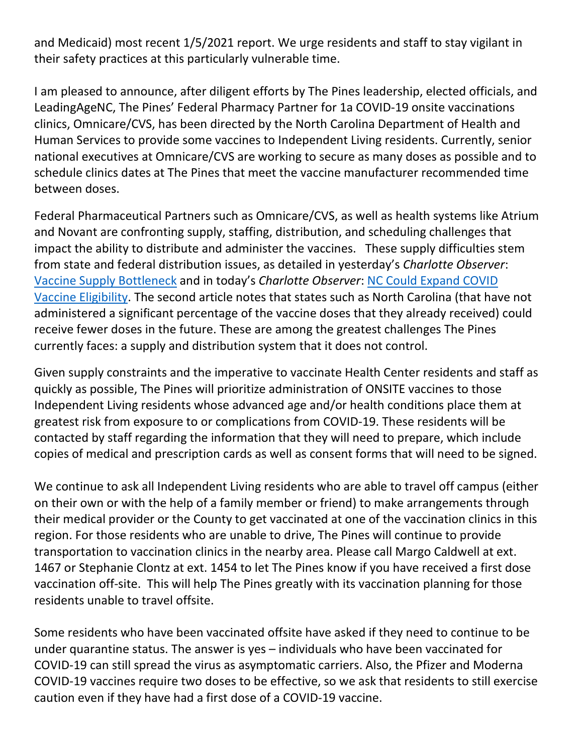and Medicaid) most recent 1/5/2021 report. We urge residents and staff to stay vigilant in their safety practices at this particularly vulnerable time.

I am pleased to announce, after diligent efforts by The Pines leadership, elected officials, and LeadingAgeNC, The Pines' Federal Pharmacy Partner for 1a COVID-19 onsite vaccinations clinics, Omnicare/CVS, has been directed by the North Carolina Department of Health and Human Services to provide some vaccines to Independent Living residents. Currently, senior national executives at Omnicare/CVS are working to secure as many doses as possible and to schedule clinics dates at The Pines that meet the vaccine manufacturer recommended time between doses.

Federal Pharmaceutical Partners such as Omnicare/CVS, as well as health systems like Atrium and Novant are confronting supply, staffing, distribution, and scheduling challenges that impact the ability to distribute and administer the vaccines. These supply difficulties stem from state and federal distribution issues, as detailed in yesterday's *Charlotte Observer*: Vaccine Supply Bottleneck and in today's *Charlotte Observer*: NC Could Expand COVID Vaccine Eligibility. The second article notes that states such as North Carolina (that have not administered a significant percentage of the vaccine doses that they already received) could receive fewer doses in the future. These are among the greatest challenges The Pines currently faces: a supply and distribution system that it does not control.

Given supply constraints and the imperative to vaccinate Health Center residents and staff as quickly as possible, The Pines will prioritize administration of ONSITE vaccines to those Independent Living residents whose advanced age and/or health conditions place them at greatest risk from exposure to or complications from COVID-19. These residents will be contacted by staff regarding the information that they will need to prepare, which include copies of medical and prescription cards as well as consent forms that will need to be signed.

We continue to ask all Independent Living residents who are able to travel off campus (either on their own or with the help of a family member or friend) to make arrangements through their medical provider or the County to get vaccinated at one of the vaccination clinics in this region. For those residents who are unable to drive, The Pines will continue to provide transportation to vaccination clinics in the nearby area. Please call Margo Caldwell at ext. 1467 or Stephanie Clontz at ext. 1454 to let The Pines know if you have received a first dose vaccination off-site. This will help The Pines greatly with its vaccination planning for those residents unable to travel offsite.

Some residents who have been vaccinated offsite have asked if they need to continue to be under quarantine status. The answer is yes – individuals who have been vaccinated for COVID-19 can still spread the virus as asymptomatic carriers. Also, the Pfizer and Moderna COVID-19 vaccines require two doses to be effective, so we ask that residents to still exercise caution even if they have had a first dose of a COVID-19 vaccine.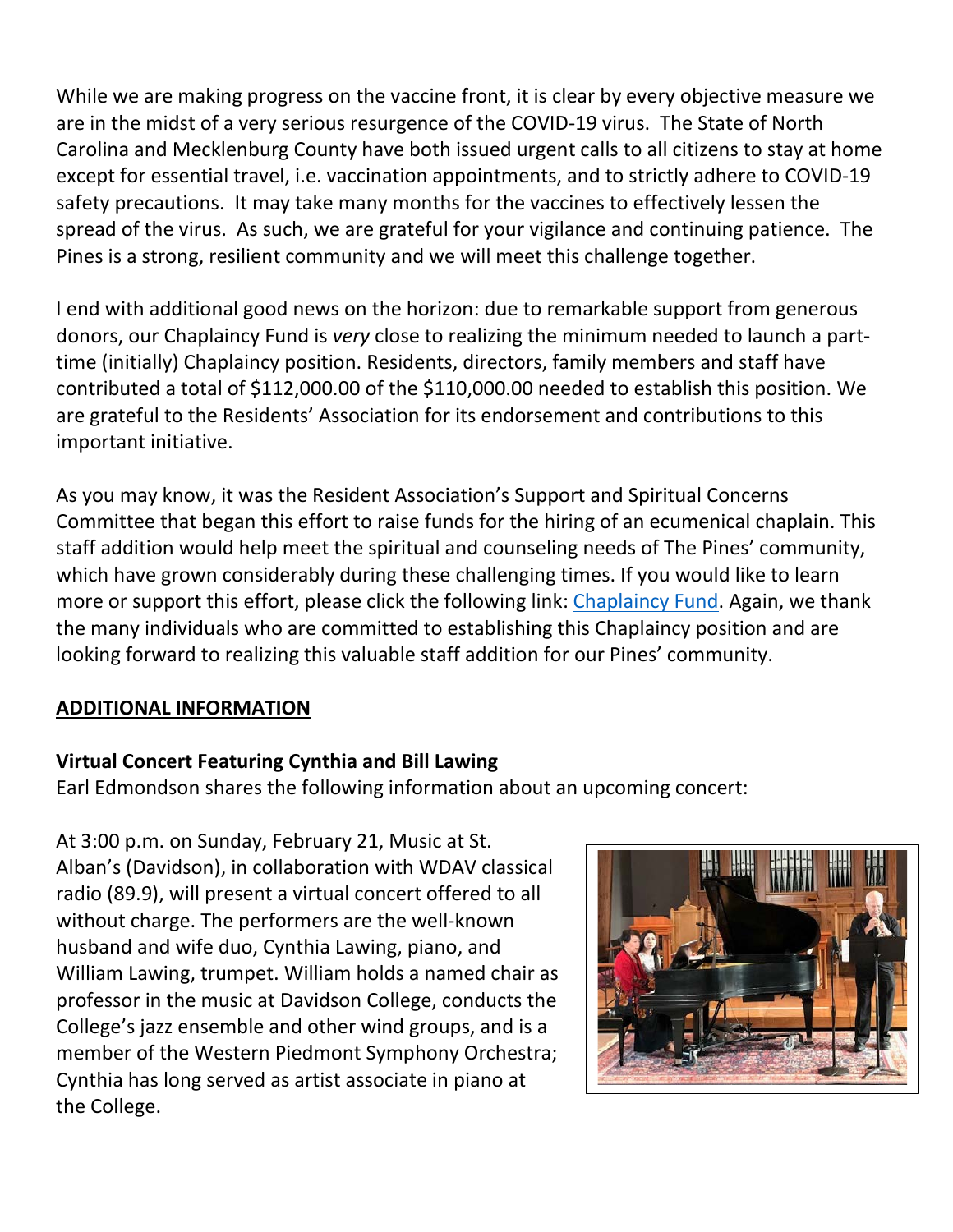While we are making progress on the vaccine front, it is clear by every objective measure we are in the midst of a very serious resurgence of the COVID-19 virus. The State of North Carolina and Mecklenburg County have both issued urgent calls to all citizens to stay at home except for essential travel, i.e. vaccination appointments, and to strictly adhere to COVID-19 safety precautions. It may take many months for the vaccines to effectively lessen the spread of the virus. As such, we are grateful for your vigilance and continuing patience. The Pines is a strong, resilient community and we will meet this challenge together.

I end with additional good news on the horizon: due to remarkable support from generous donors, our Chaplaincy Fund is *very* close to realizing the minimum needed to launch a part-time (initially) Chaplaincy position. Residents, directors, family members and staff have contributed a total of $112,000.00 of the $110,000.00 needed to establish this position. We are grateful to the Residents' Association for its endorsement and contributions to this important initiative.

As you may know, it was the Resident Association's Support and Spiritual Concerns Committee that began this effort to raise funds for the hiring of an ecumenical chaplain. This staff addition would help meet the spiritual and counseling needs of The Pines' community, which have grown considerably during these challenging times. If you would like to learn more or support this effort, please click the following link: Chaplaincy Fund. Again, we thank the many individuals who are committed to establishing this Chaplaincy position and are looking forward to realizing this valuable staff addition for our Pines' community.

## ADDITIONAL INFORMATION

**Virtual Concert Featuring Cynthia and Bill Lawing**

Earl Edmondson shares the following information about an upcoming concert:

At 3:00 p.m. on Sunday, February 21, Music at St. Alban's (Davidson), in collaboration with WDAV classical radio (89.9), will present a virtual concert offered to all without charge. The performers are the well-known husband and wife duo, Cynthia Lawing, piano, and William Lawing, trumpet. William holds a named chair as professor in the music at Davidson College, conducts the College's jazz ensemble and other wind groups, and is a member of the Western Piedmont Symphony Orchestra; Cynthia has long served as artist associate in piano at the College.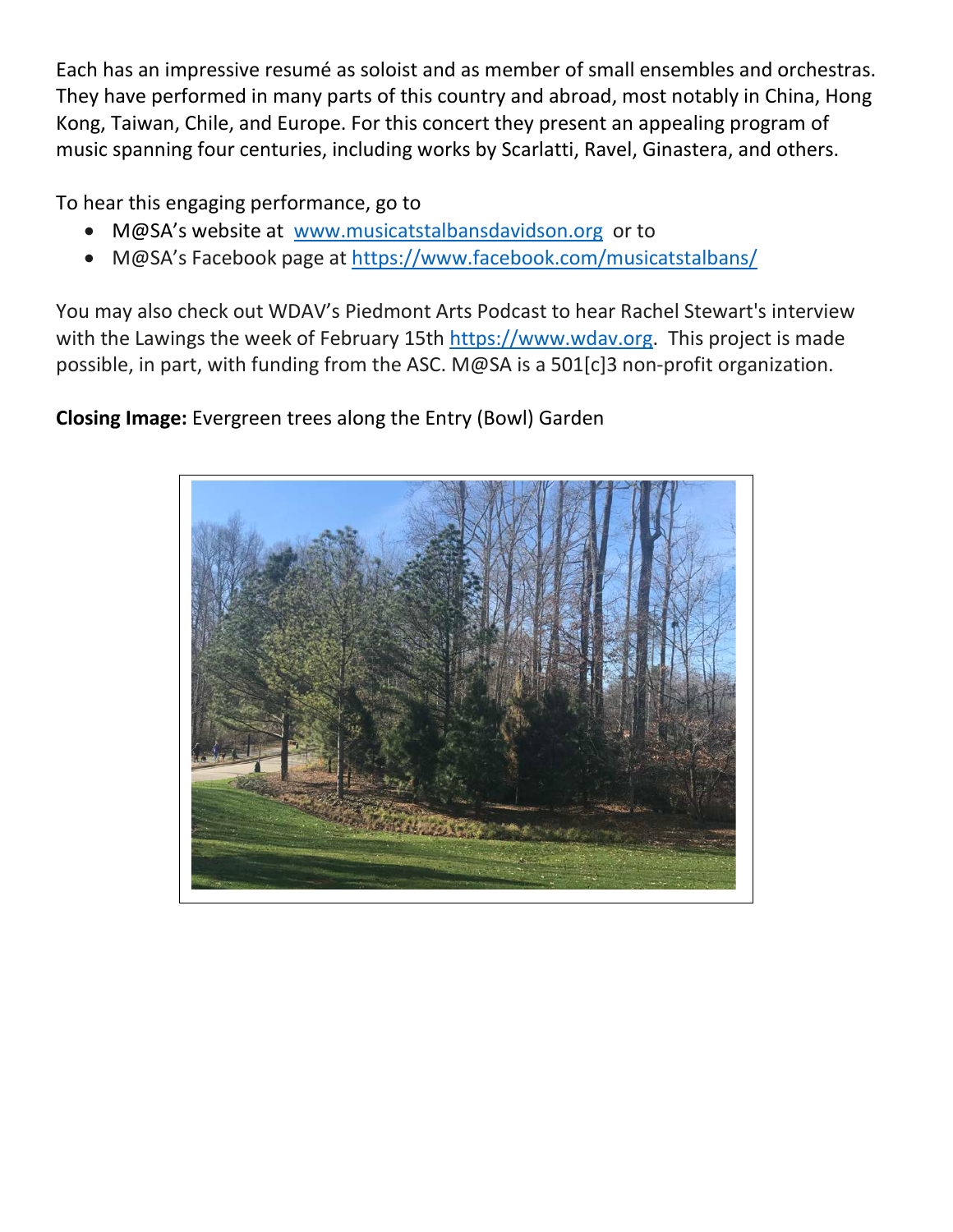Each has an impressive resumé as soloist and as member of small ensembles and orchestras. They have performed in many parts of this country and abroad, most notably in China, Hong Kong, Taiwan, Chile, and Europe. For this concert they present an appealing program of music spanning four centuries, including works by Scarlatti, Ravel, Ginastera, and others.

To hear this engaging performance, go to

- M@SA's website at [www.musicatstalbansdavidson.org](www.musicatstalbansdavidson.org) or to
- M@SA's Facebook page at [https://www.facebook.com/musicatstalbans/](https://www.facebook.com/musicatstalbans/)

You may also check out WDAV's Piedmont Arts Podcast to hear Rachel Stewart's interview with the Lawings the week of February 15th [https://www.wdav.org](https://www.wdav.org). This project is made possible, in part, with funding from the ASC. M@SA is a 501[c]3 non-profit organization.

**Closing Image:** Evergreen trees along the Entry (Bowl) Garden